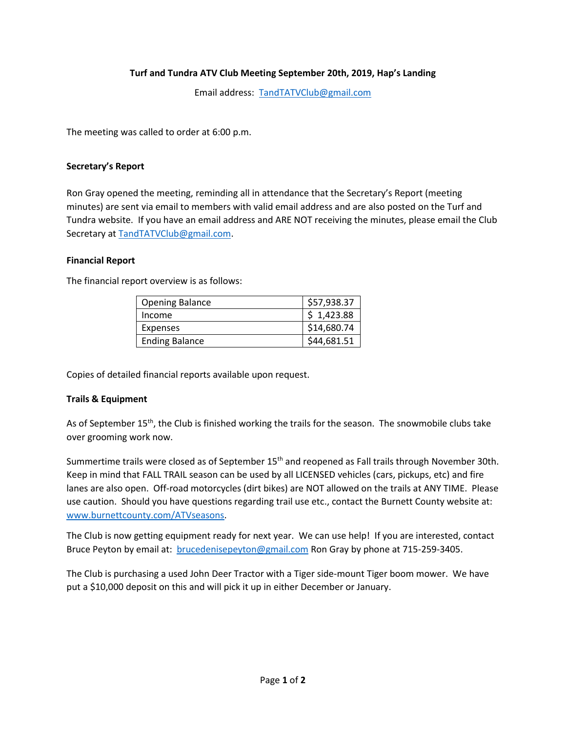**Turf and Tundra ATV Club Meeting September 20th, 2019, Hap's Landing**

Email address: TandTATVClub@gmail.com

The meeting was called to order at 6:00 p.m.

### Secretary's Report

Ron Gray opened the meeting, reminding all in attendance that the Secretary's Report (meeting minutes) are sent via email to members with valid email address and are also posted on the Turf and Tundra website. If you have an email address and ARE NOT receiving the minutes, please email the Club Secretary at TandTATVClub@gmail.com.

### Financial Report

The financial report overview is as follows:

| | |
|---|---|
| Opening Balance | $57,938.37 |
| Income | $ 1,423.88 |
| Expenses | $14,680.74 |
| Ending Balance | $44,681.51 |

Copies of detailed financial reports available upon request.

### Trails & Equipment

As of September 15th, the Club is finished working the trails for the season. The snowmobile clubs take over grooming work now.

Summertime trails were closed as of September 15th and reopened as Fall trails through November 30th. Keep in mind that FALL TRAIL season can be used by all LICENSED vehicles (cars, pickups, etc) and fire lanes are also open. Off-road motorcycles (dirt bikes) are NOT allowed on the trails at ANY TIME. Please use caution. Should you have questions regarding trail use etc., contact the Burnett County website at: www.burnettcounty.com/ATVseasons.

The Club is now getting equipment ready for next year. We can use help! If you are interested, contact Bruce Peyton by email at: brucedenisepeyton@gmail.com Ron Gray by phone at 715-259-3405.

The Club is purchasing a used John Deer Tractor with a Tiger side-mount Tiger boom mower. We have put a $10,000 deposit on this and will pick it up in either December or January.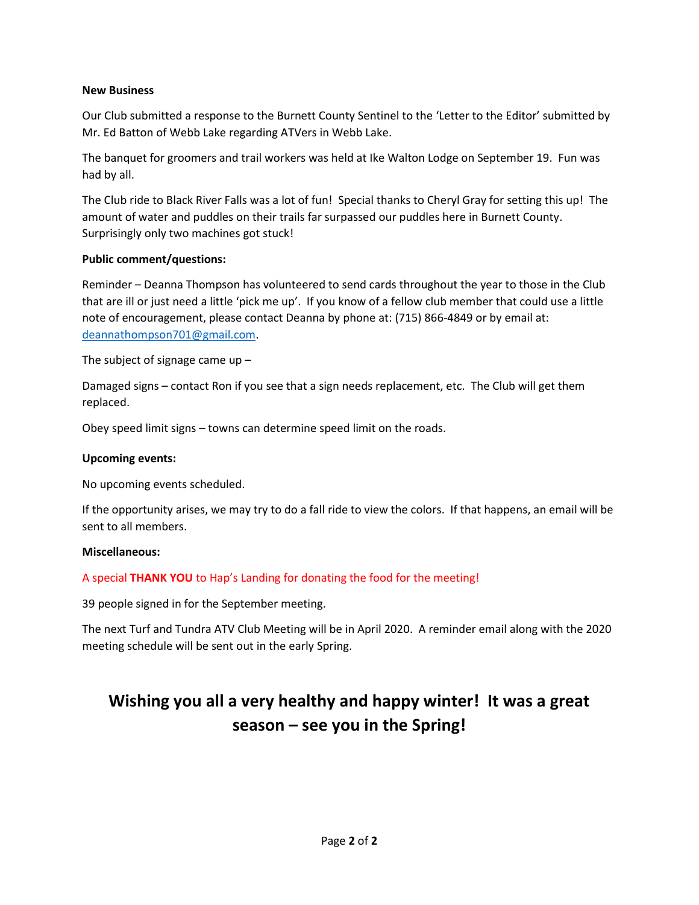**New Business**

Our Club submitted a response to the Burnett County Sentinel to the 'Letter to the Editor' submitted by Mr. Ed Batton of Webb Lake regarding ATVers in Webb Lake.

The banquet for groomers and trail workers was held at Ike Walton Lodge on September 19. Fun was had by all.

The Club ride to Black River Falls was a lot of fun! Special thanks to Cheryl Gray for setting this up! The amount of water and puddles on their trails far surpassed our puddles here in Burnett County. Surprisingly only two machines got stuck!

**Public comment/questions:**

Reminder – Deanna Thompson has volunteered to send cards throughout the year to those in the Club that are ill or just need a little 'pick me up'. If you know of a fellow club member that could use a little note of encouragement, please contact Deanna by phone at: (715) 866-4849 or by email at: deannathompson701@gmail.com.

The subject of signage came up –

Damaged signs – contact Ron if you see that a sign needs replacement, etc. The Club will get them replaced.

Obey speed limit signs – towns can determine speed limit on the roads.

**Upcoming events:**

No upcoming events scheduled.

If the opportunity arises, we may try to do a fall ride to view the colors. If that happens, an email will be sent to all members.

**Miscellaneous:**

A special **THANK YOU** to Hap's Landing for donating the food for the meeting!

39 people signed in for the September meeting.

The next Turf and Tundra ATV Club Meeting will be in April 2020. A reminder email along with the 2020 meeting schedule will be sent out in the early Spring.

## Wishing you all a very healthy and happy winter! It was a great season – see you in the Spring!